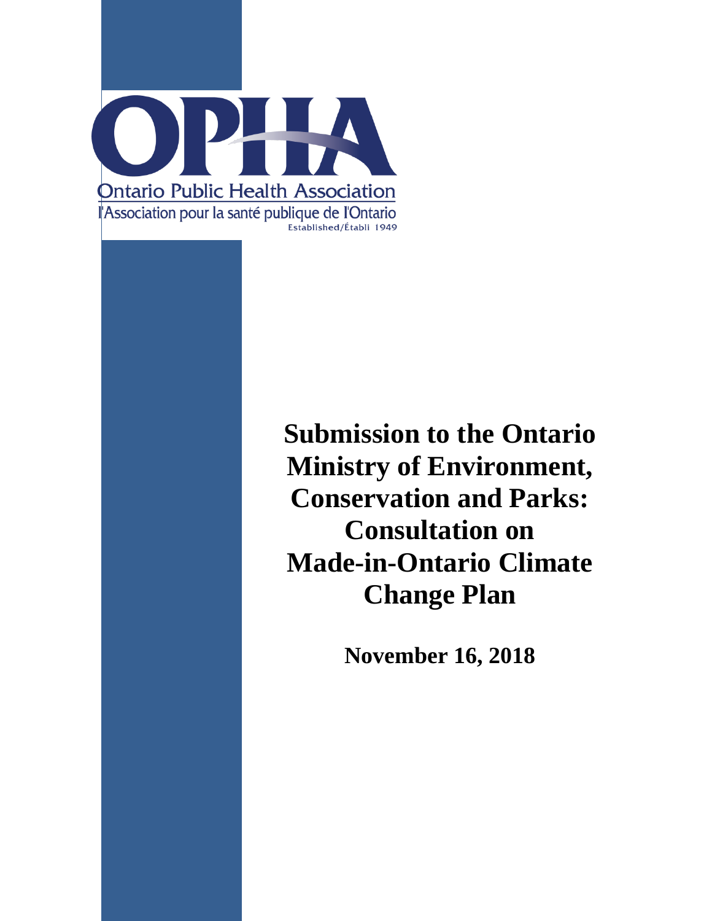OPHA

Ontario Public Health Association

l'Association pour la santé publique de l'Ontario

Established/Établi 1949

# Submission to the Ontario Ministry of Environment, Conservation and Parks: Consultation on Made-in-Ontario Climate Change Plan

**November 16, 2018**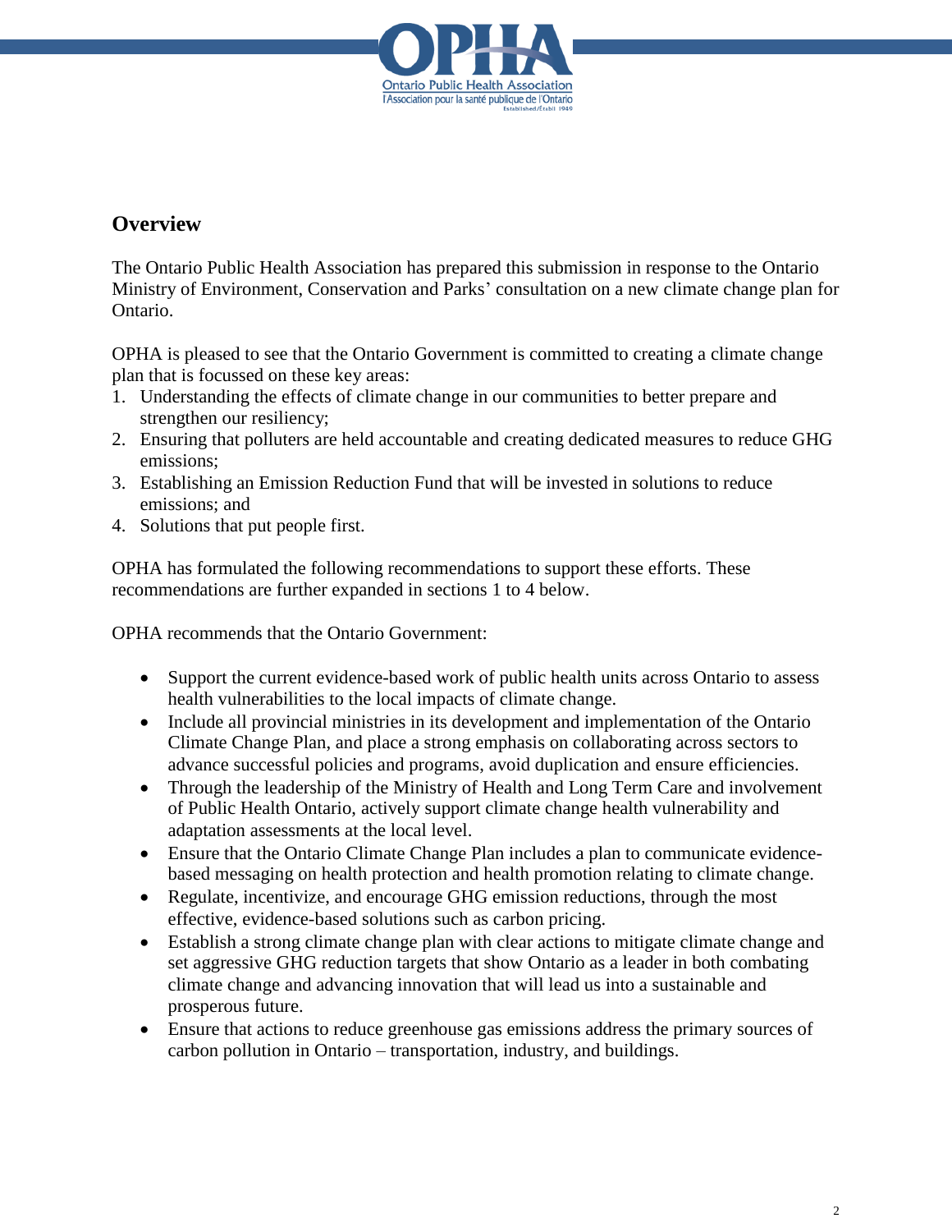## Overview

The Ontario Public Health Association has prepared this submission in response to the Ontario Ministry of Environment, Conservation and Parks' consultation on a new climate change plan for Ontario.

OPHA is pleased to see that the Ontario Government is committed to creating a climate change plan that is focussed on these key areas:

1. Understanding the effects of climate change in our communities to better prepare and strengthen our resiliency;
2. Ensuring that polluters are held accountable and creating dedicated measures to reduce GHG emissions;
3. Establishing an Emission Reduction Fund that will be invested in solutions to reduce emissions; and
4. Solutions that put people first.

OPHA has formulated the following recommendations to support these efforts. These recommendations are further expanded in sections 1 to 4 below.

OPHA recommends that the Ontario Government:

- Support the current evidence-based work of public health units across Ontario to assess health vulnerabilities to the local impacts of climate change.
- Include all provincial ministries in its development and implementation of the Ontario Climate Change Plan, and place a strong emphasis on collaborating across sectors to advance successful policies and programs, avoid duplication and ensure efficiencies.
- Through the leadership of the Ministry of Health and Long Term Care and involvement of Public Health Ontario, actively support climate change health vulnerability and adaptation assessments at the local level.
- Ensure that the Ontario Climate Change Plan includes a plan to communicate evidence-based messaging on health protection and health promotion relating to climate change.
- Regulate, incentivize, and encourage GHG emission reductions, through the most effective, evidence-based solutions such as carbon pricing.
- Establish a strong climate change plan with clear actions to mitigate climate change and set aggressive GHG reduction targets that show Ontario as a leader in both combating climate change and advancing innovation that will lead us into a sustainable and prosperous future.
- Ensure that actions to reduce greenhouse gas emissions address the primary sources of carbon pollution in Ontario – transportation, industry, and buildings.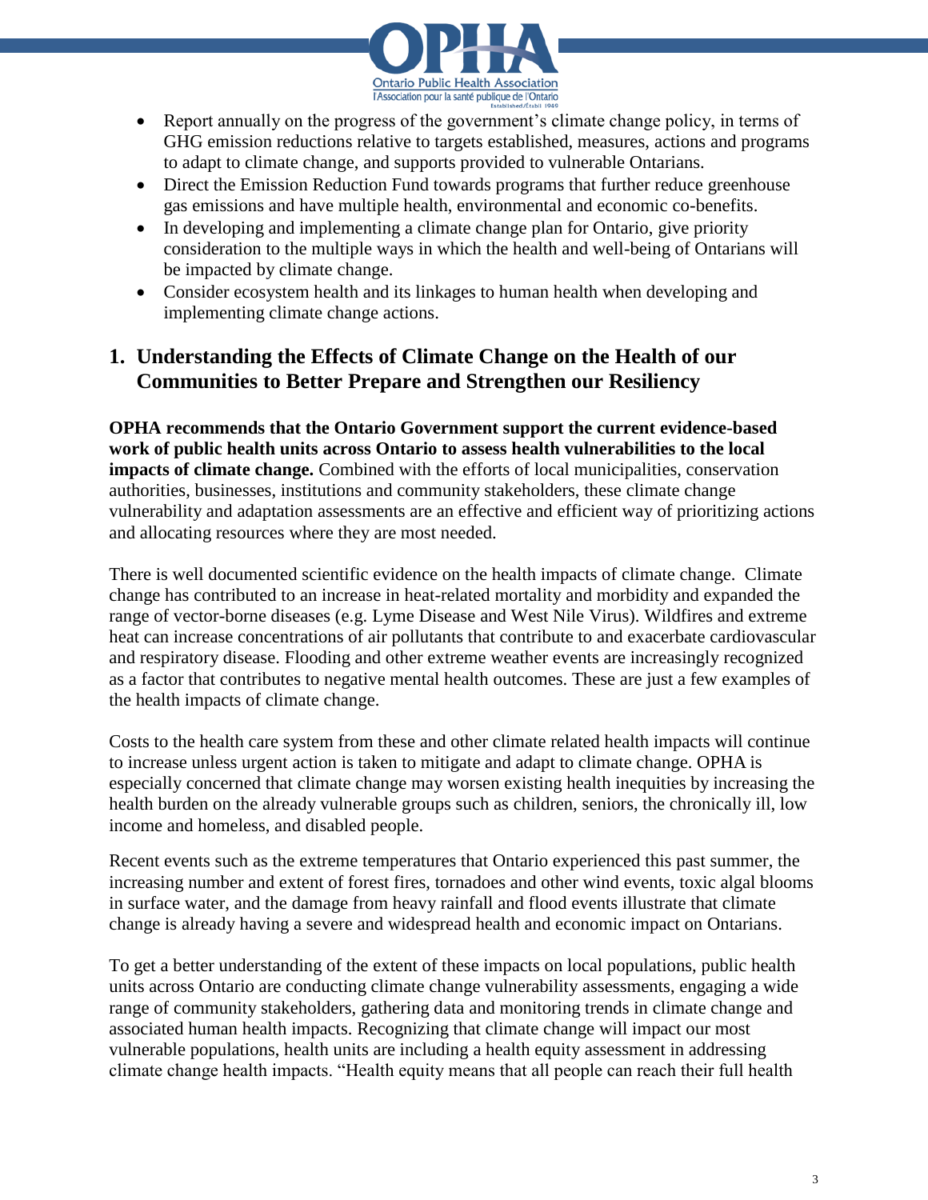- Report annually on the progress of the government's climate change policy, in terms of GHG emission reductions relative to targets established, measures, actions and programs to adapt to climate change, and supports provided to vulnerable Ontarians.
- Direct the Emission Reduction Fund towards programs that further reduce greenhouse gas emissions and have multiple health, environmental and economic co-benefits.
- In developing and implementing a climate change plan for Ontario, give priority consideration to the multiple ways in which the health and well-being of Ontarians will be impacted by climate change.
- Consider ecosystem health and its linkages to human health when developing and implementing climate change actions.

## 1. Understanding the Effects of Climate Change on the Health of our Communities to Better Prepare and Strengthen our Resiliency

**OPHA recommends that the Ontario Government support the current evidence-based work of public health units across Ontario to assess health vulnerabilities to the local impacts of climate change.** Combined with the efforts of local municipalities, conservation authorities, businesses, institutions and community stakeholders, these climate change vulnerability and adaptation assessments are an effective and efficient way of prioritizing actions and allocating resources where they are most needed.

There is well documented scientific evidence on the health impacts of climate change. Climate change has contributed to an increase in heat-related mortality and morbidity and expanded the range of vector-borne diseases (e.g. Lyme Disease and West Nile Virus). Wildfires and extreme heat can increase concentrations of air pollutants that contribute to and exacerbate cardiovascular and respiratory disease. Flooding and other extreme weather events are increasingly recognized as a factor that contributes to negative mental health outcomes. These are just a few examples of the health impacts of climate change.

Costs to the health care system from these and other climate related health impacts will continue to increase unless urgent action is taken to mitigate and adapt to climate change. OPHA is especially concerned that climate change may worsen existing health inequities by increasing the health burden on the already vulnerable groups such as children, seniors, the chronically ill, low income and homeless, and disabled people.

Recent events such as the extreme temperatures that Ontario experienced this past summer, the increasing number and extent of forest fires, tornadoes and other wind events, toxic algal blooms in surface water, and the damage from heavy rainfall and flood events illustrate that climate change is already having a severe and widespread health and economic impact on Ontarians.

To get a better understanding of the extent of these impacts on local populations, public health units across Ontario are conducting climate change vulnerability assessments, engaging a wide range of community stakeholders, gathering data and monitoring trends in climate change and associated human health impacts. Recognizing that climate change will impact our most vulnerable populations, health units are including a health equity assessment in addressing climate change health impacts. "Health equity means that all people can reach their full health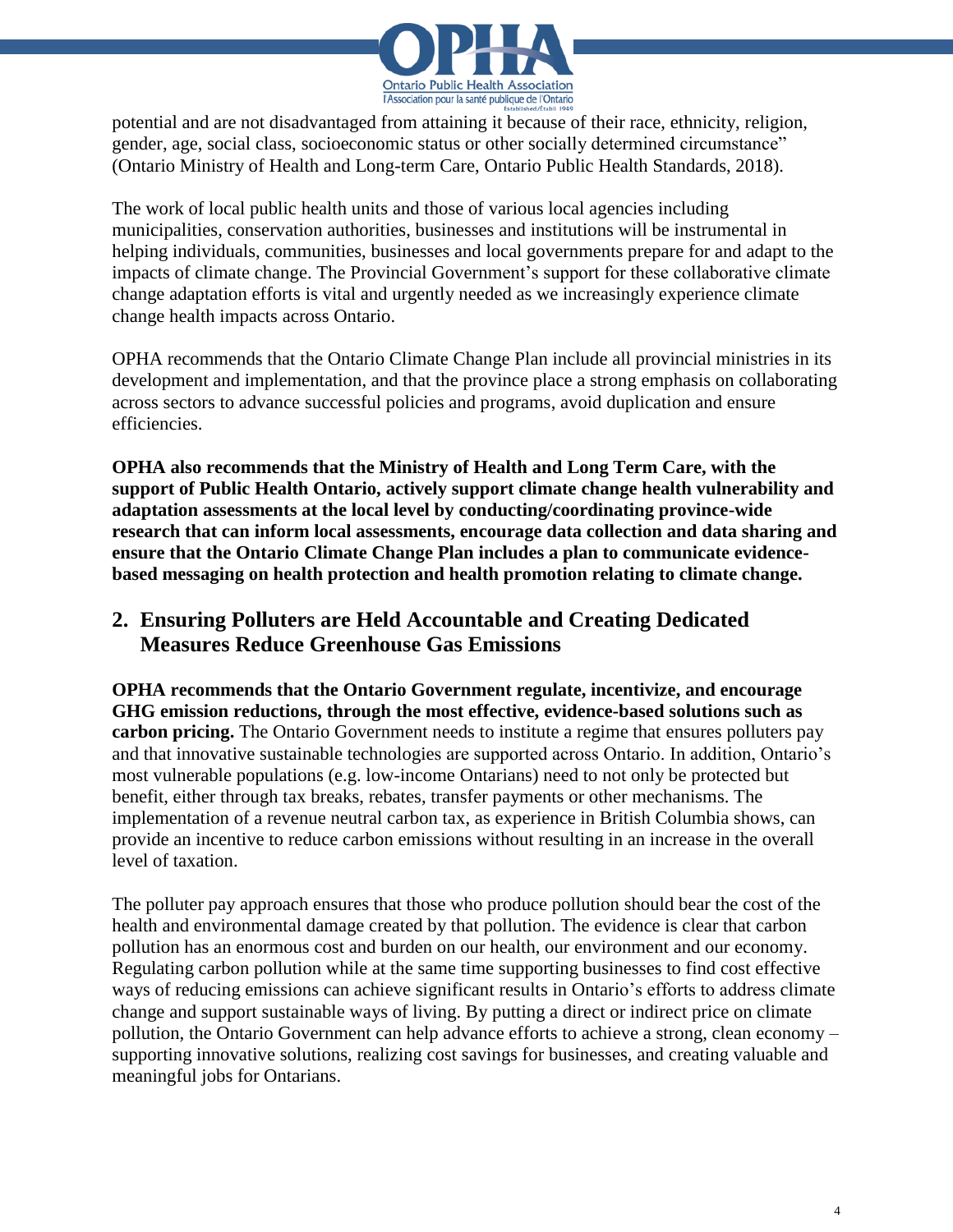potential and are not disadvantaged from attaining it because of their race, ethnicity, religion, gender, age, social class, socioeconomic status or other socially determined circumstance" (Ontario Ministry of Health and Long-term Care, Ontario Public Health Standards, 2018).

The work of local public health units and those of various local agencies including municipalities, conservation authorities, businesses and institutions will be instrumental in helping individuals, communities, businesses and local governments prepare for and adapt to the impacts of climate change. The Provincial Government's support for these collaborative climate change adaptation efforts is vital and urgently needed as we increasingly experience climate change health impacts across Ontario.

OPHA recommends that the Ontario Climate Change Plan include all provincial ministries in its development and implementation, and that the province place a strong emphasis on collaborating across sectors to advance successful policies and programs, avoid duplication and ensure efficiencies.

**OPHA also recommends that the Ministry of Health and Long Term Care, with the support of Public Health Ontario, actively support climate change health vulnerability and adaptation assessments at the local level by conducting/coordinating province-wide research that can inform local assessments, encourage data collection and data sharing and ensure that the Ontario Climate Change Plan includes a plan to communicate evidence-based messaging on health protection and health promotion relating to climate change.**

## 2. Ensuring Polluters are Held Accountable and Creating Dedicated Measures Reduce Greenhouse Gas Emissions

**OPHA recommends that the Ontario Government regulate, incentivize, and encourage GHG emission reductions, through the most effective, evidence-based solutions such as carbon pricing.** The Ontario Government needs to institute a regime that ensures polluters pay and that innovative sustainable technologies are supported across Ontario. In addition, Ontario's most vulnerable populations (e.g. low-income Ontarians) need to not only be protected but benefit, either through tax breaks, rebates, transfer payments or other mechanisms. The implementation of a revenue neutral carbon tax, as experience in British Columbia shows, can provide an incentive to reduce carbon emissions without resulting in an increase in the overall level of taxation.

The polluter pay approach ensures that those who produce pollution should bear the cost of the health and environmental damage created by that pollution. The evidence is clear that carbon pollution has an enormous cost and burden on our health, our environment and our economy. Regulating carbon pollution while at the same time supporting businesses to find cost effective ways of reducing emissions can achieve significant results in Ontario's efforts to address climate change and support sustainable ways of living. By putting a direct or indirect price on climate pollution, the Ontario Government can help advance efforts to achieve a strong, clean economy – supporting innovative solutions, realizing cost savings for businesses, and creating valuable and meaningful jobs for Ontarians.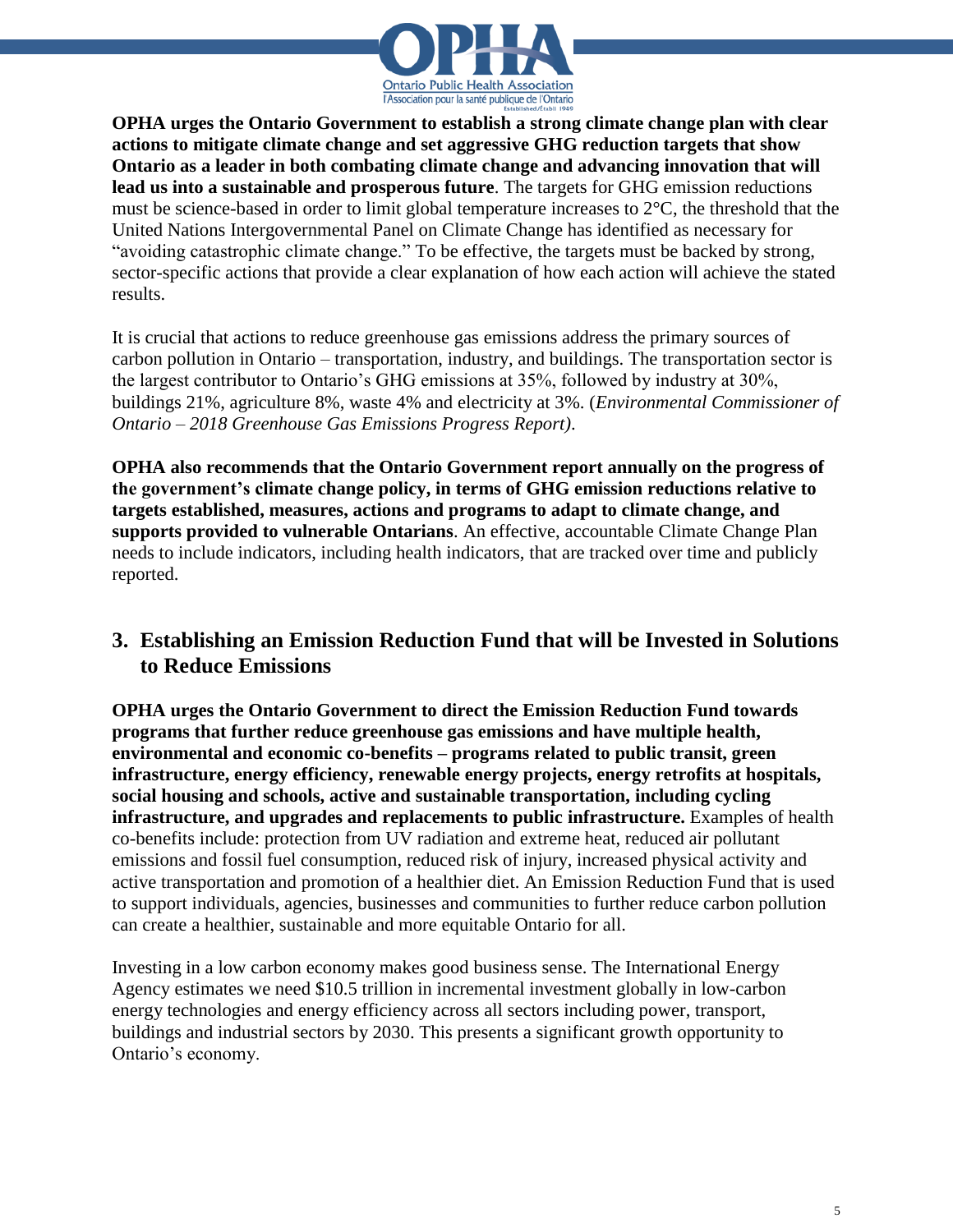**OPHA urges the Ontario Government to establish a strong climate change plan with clear actions to mitigate climate change and set aggressive GHG reduction targets that show Ontario as a leader in both combating climate change and advancing innovation that will lead us into a sustainable and prosperous future**. The targets for GHG emission reductions must be science-based in order to limit global temperature increases to 2°C, the threshold that the United Nations Intergovernmental Panel on Climate Change has identified as necessary for "avoiding catastrophic climate change." To be effective, the targets must be backed by strong, sector-specific actions that provide a clear explanation of how each action will achieve the stated results.

It is crucial that actions to reduce greenhouse gas emissions address the primary sources of carbon pollution in Ontario – transportation, industry, and buildings. The transportation sector is the largest contributor to Ontario's GHG emissions at 35%, followed by industry at 30%, buildings 21%, agriculture 8%, waste 4% and electricity at 3%. (*Environmental Commissioner of Ontario – 2018 Greenhouse Gas Emissions Progress Report)*.

**OPHA also recommends that the Ontario Government report annually on the progress of the government's climate change policy, in terms of GHG emission reductions relative to targets established, measures, actions and programs to adapt to climate change, and supports provided to vulnerable Ontarians**. An effective, accountable Climate Change Plan needs to include indicators, including health indicators, that are tracked over time and publicly reported.

## 3. Establishing an Emission Reduction Fund that will be Invested in Solutions to Reduce Emissions

**OPHA urges the Ontario Government to direct the Emission Reduction Fund towards programs that further reduce greenhouse gas emissions and have multiple health, environmental and economic co-benefits – programs related to public transit, green infrastructure, energy efficiency, renewable energy projects, energy retrofits at hospitals, social housing and schools, active and sustainable transportation, including cycling infrastructure, and upgrades and replacements to public infrastructure.** Examples of health co-benefits include: protection from UV radiation and extreme heat, reduced air pollutant emissions and fossil fuel consumption, reduced risk of injury, increased physical activity and active transportation and promotion of a healthier diet. An Emission Reduction Fund that is used to support individuals, agencies, businesses and communities to further reduce carbon pollution can create a healthier, sustainable and more equitable Ontario for all.

Investing in a low carbon economy makes good business sense. The International Energy Agency estimates we need $10.5 trillion in incremental investment globally in low-carbon energy technologies and energy efficiency across all sectors including power, transport, buildings and industrial sectors by 2030. This presents a significant growth opportunity to Ontario's economy.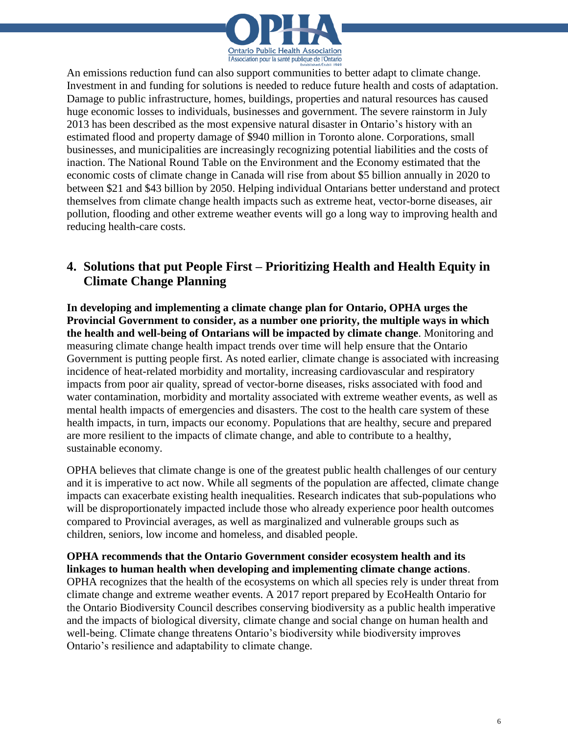An emissions reduction fund can also support communities to better adapt to climate change. Investment in and funding for solutions is needed to reduce future health and costs of adaptation. Damage to public infrastructure, homes, buildings, properties and natural resources has caused huge economic losses to individuals, businesses and government. The severe rainstorm in July 2013 has been described as the most expensive natural disaster in Ontario's history with an estimated flood and property damage of $940 million in Toronto alone. Corporations, small businesses, and municipalities are increasingly recognizing potential liabilities and the costs of inaction. The National Round Table on the Environment and the Economy estimated that the economic costs of climate change in Canada will rise from about $5 billion annually in 2020 to between $21 and $43 billion by 2050. Helping individual Ontarians better understand and protect themselves from climate change health impacts such as extreme heat, vector-borne diseases, air pollution, flooding and other extreme weather events will go a long way to improving health and reducing health-care costs.

## 4. Solutions that put People First – Prioritizing Health and Health Equity in Climate Change Planning

**In developing and implementing a climate change plan for Ontario, OPHA urges the Provincial Government to consider, as a number one priority, the multiple ways in which the health and well-being of Ontarians will be impacted by climate change**. Monitoring and measuring climate change health impact trends over time will help ensure that the Ontario Government is putting people first. As noted earlier, climate change is associated with increasing incidence of heat-related morbidity and mortality, increasing cardiovascular and respiratory impacts from poor air quality, spread of vector-borne diseases, risks associated with food and water contamination, morbidity and mortality associated with extreme weather events, as well as mental health impacts of emergencies and disasters. The cost to the health care system of these health impacts, in turn, impacts our economy. Populations that are healthy, secure and prepared are more resilient to the impacts of climate change, and able to contribute to a healthy, sustainable economy.

OPHA believes that climate change is one of the greatest public health challenges of our century and it is imperative to act now. While all segments of the population are affected, climate change impacts can exacerbate existing health inequalities. Research indicates that sub-populations who will be disproportionately impacted include those who already experience poor health outcomes compared to Provincial averages, as well as marginalized and vulnerable groups such as children, seniors, low income and homeless, and disabled people.

**OPHA recommends that the Ontario Government consider ecosystem health and its linkages to human health when developing and implementing climate change actions**. OPHA recognizes that the health of the ecosystems on which all species rely is under threat from climate change and extreme weather events. A 2017 report prepared by EcoHealth Ontario for the Ontario Biodiversity Council describes conserving biodiversity as a public health imperative and the impacts of biological diversity, climate change and social change on human health and well-being. Climate change threatens Ontario's biodiversity while biodiversity improves Ontario's resilience and adaptability to climate change.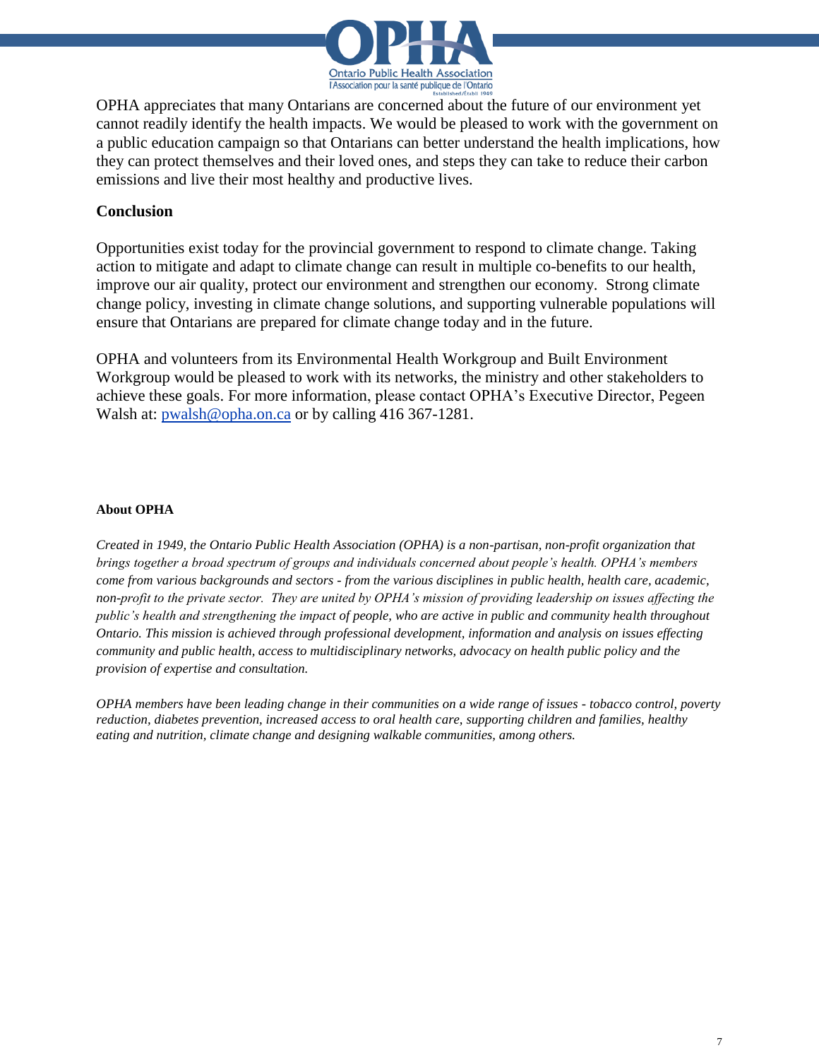OPHA appreciates that many Ontarians are concerned about the future of our environment yet cannot readily identify the health impacts. We would be pleased to work with the government on a public education campaign so that Ontarians can better understand the health implications, how they can protect themselves and their loved ones, and steps they can take to reduce their carbon emissions and live their most healthy and productive lives.

## Conclusion

Opportunities exist today for the provincial government to respond to climate change. Taking action to mitigate and adapt to climate change can result in multiple co-benefits to our health, improve our air quality, protect our environment and strengthen our economy. Strong climate change policy, investing in climate change solutions, and supporting vulnerable populations will ensure that Ontarians are prepared for climate change today and in the future.

OPHA and volunteers from its Environmental Health Workgroup and Built Environment Workgroup would be pleased to work with its networks, the ministry and other stakeholders to achieve these goals. For more information, please contact OPHA's Executive Director, Pegeen Walsh at: pwalsh@opha.on.ca or by calling 416 367-1281.

### About OPHA

*Created in 1949, the Ontario Public Health Association (OPHA) is a non-partisan, non-profit organization that brings together a broad spectrum of groups and individuals concerned about people's health. OPHA's members come from various backgrounds and sectors - from the various disciplines in public health, health care, academic, non-profit to the private sector. They are united by OPHA's mission of providing leadership on issues affecting the public's health and strengthening the impact of people, who are active in public and community health throughout Ontario. This mission is achieved through professional development, information and analysis on issues effecting community and public health, access to multidisciplinary networks, advocacy on health public policy and the provision of expertise and consultation.*

*OPHA members have been leading change in their communities on a wide range of issues - tobacco control, poverty reduction, diabetes prevention, increased access to oral health care, supporting children and families, healthy eating and nutrition, climate change and designing walkable communities, among others.*